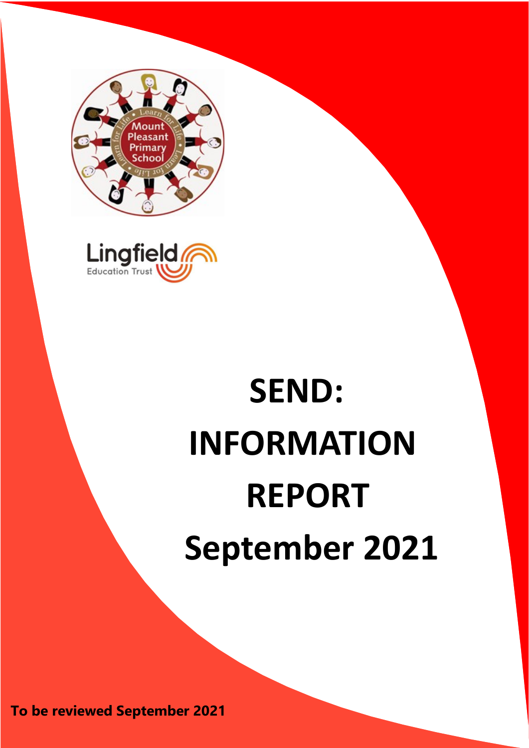# SEND: INFORMATION REPORT September 2021

**To be reviewed September 2021**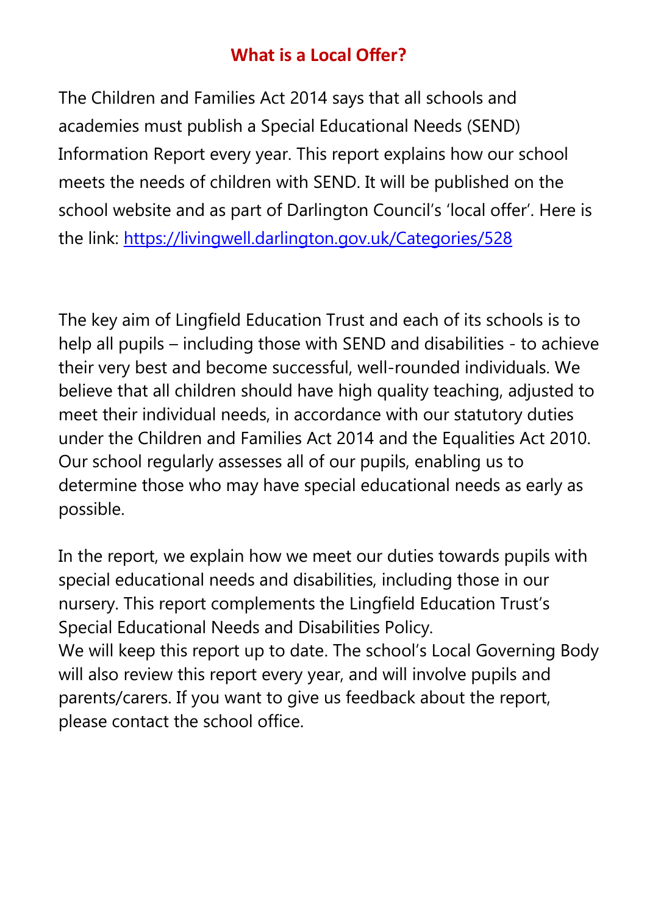## What is a Local Offer?

The Children and Families Act 2014 says that all schools and academies must publish a Special Educational Needs (SEND) Information Report every year. This report explains how our school meets the needs of children with SEND. It will be published on the school website and as part of Darlington Council's 'local offer'. Here is the link: https://livingwell.darlington.gov.uk/Categories/528

The key aim of Lingfield Education Trust and each of its schools is to help all pupils – including those with SEND and disabilities - to achieve their very best and become successful, well-rounded individuals. We believe that all children should have high quality teaching, adjusted to meet their individual needs, in accordance with our statutory duties under the Children and Families Act 2014 and the Equalities Act 2010. Our school regularly assesses all of our pupils, enabling us to determine those who may have special educational needs as early as possible.

In the report, we explain how we meet our duties towards pupils with special educational needs and disabilities, including those in our nursery. This report complements the Lingfield Education Trust's Special Educational Needs and Disabilities Policy.
We will keep this report up to date. The school's Local Governing Body will also review this report every year, and will involve pupils and parents/carers. If you want to give us feedback about the report, please contact the school office.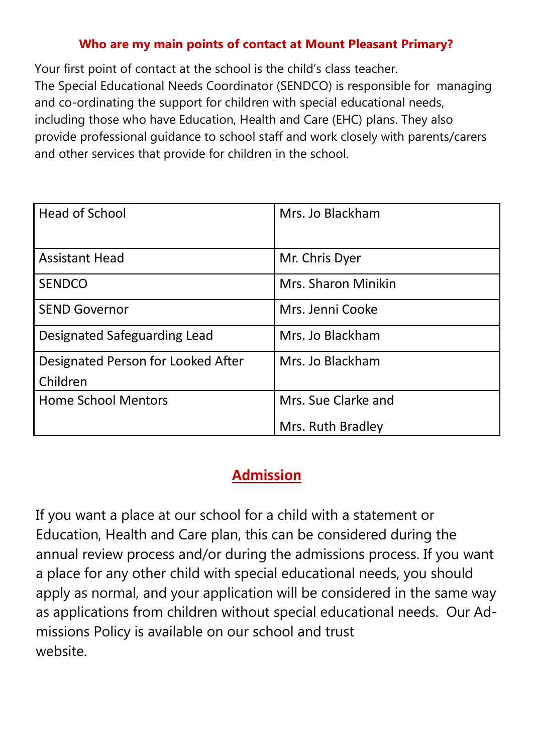## Who are my main points of contact at Mount Pleasant Primary?

Your first point of contact at the school is the child's class teacher.
The Special Educational Needs Coordinator (SENDCO) is responsible for managing and co-ordinating the support for children with special educational needs, including those who have Education, Health and Care (EHC) plans. They also provide professional guidance to school staff and work closely with parents/carers and other services that provide for children in the school.

| Head of School | Mrs. Jo Blackham |
|---|---|
| Assistant Head | Mr. Chris Dyer |
| SENDCO | Mrs. Sharon Minikin |
| SEND Governor | Mrs. Jenni Cooke |
| Designated Safeguarding Lead | Mrs. Jo Blackham |
| Designated Person for Looked After Children | Mrs. Jo Blackham |
| Home School Mentors | Mrs. Sue Clarke and Mrs. Ruth Bradley |

## Admission

If you want a place at our school for a child with a statement or Education, Health and Care plan, this can be considered during the annual review process and/or during the admissions process. If you want a place for any other child with special educational needs, you should apply as normal, and your application will be considered in the same way as applications from children without special educational needs. Our Admissions Policy is available on our school and trust website.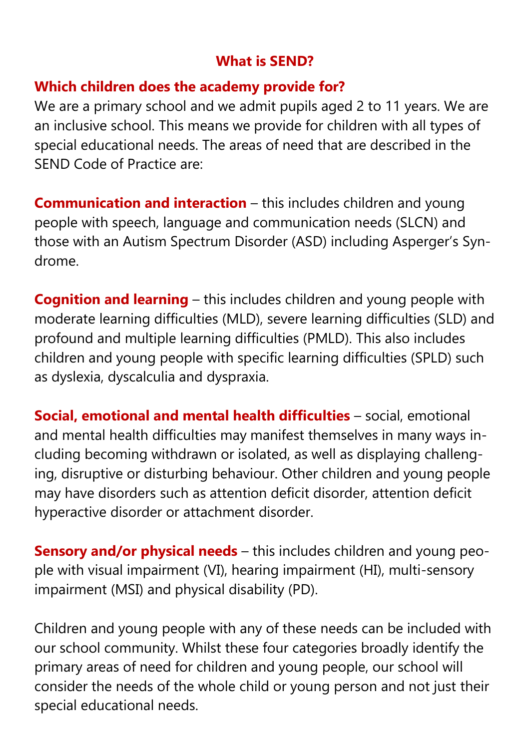## What is SEND?

### Which children does the academy provide for?

We are a primary school and we admit pupils aged 2 to 11 years. We are an inclusive school. This means we provide for children with all types of special educational needs. The areas of need that are described in the SEND Code of Practice are:

**Communication and interaction** – this includes children and young people with speech, language and communication needs (SLCN) and those with an Autism Spectrum Disorder (ASD) including Asperger's Syndrome.

**Cognition and learning** – this includes children and young people with moderate learning difficulties (MLD), severe learning difficulties (SLD) and profound and multiple learning difficulties (PMLD). This also includes children and young people with specific learning difficulties (SPLD) such as dyslexia, dyscalculia and dyspraxia.

**Social, emotional and mental health difficulties** – social, emotional and mental health difficulties may manifest themselves in many ways including becoming withdrawn or isolated, as well as displaying challenging, disruptive or disturbing behaviour. Other children and young people may have disorders such as attention deficit disorder, attention deficit hyperactive disorder or attachment disorder.

**Sensory and/or physical needs** – this includes children and young people with visual impairment (VI), hearing impairment (HI), multi-sensory impairment (MSI) and physical disability (PD).

Children and young people with any of these needs can be included with our school community. Whilst these four categories broadly identify the primary areas of need for children and young people, our school will consider the needs of the whole child or young person and not just their special educational needs.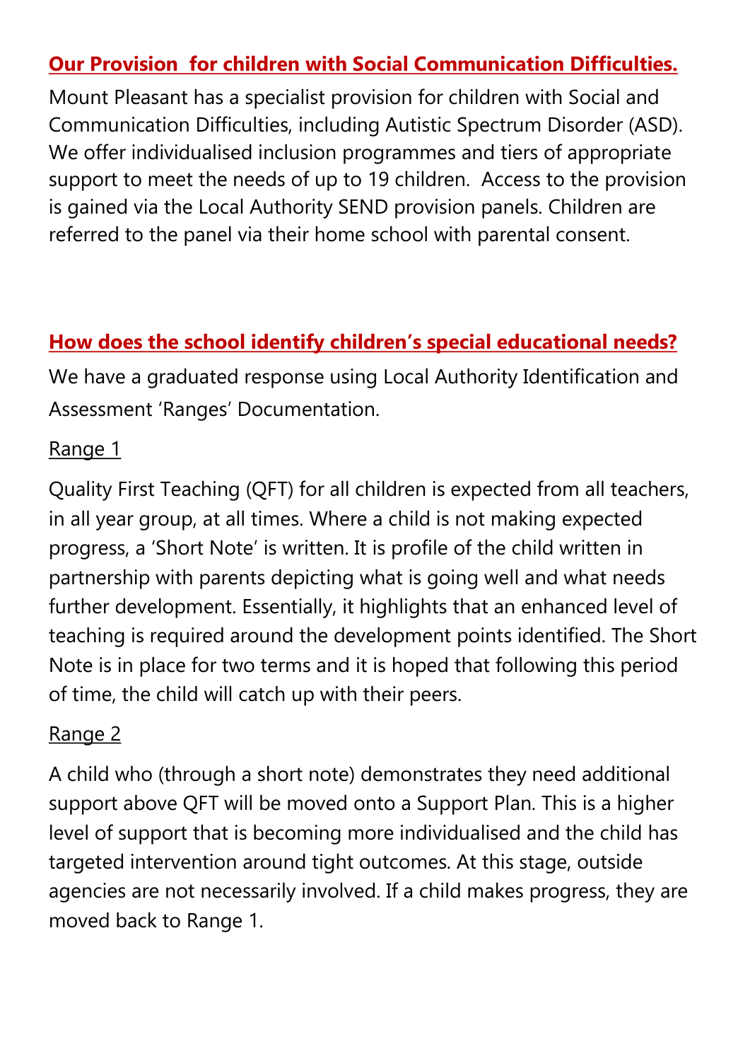## Our Provision for children with Social Communication Difficulties.

Mount Pleasant has a specialist provision for children with Social and Communication Difficulties, including Autistic Spectrum Disorder (ASD). We offer individualised inclusion programmes and tiers of appropriate support to meet the needs of up to 19 children. Access to the provision is gained via the Local Authority SEND provision panels. Children are referred to the panel via their home school with parental consent.

## How does the school identify children's special educational needs?

We have a graduated response using Local Authority Identification and Assessment 'Ranges' Documentation.

Range 1

Quality First Teaching (QFT) for all children is expected from all teachers, in all year group, at all times. Where a child is not making expected progress, a 'Short Note' is written. It is profile of the child written in partnership with parents depicting what is going well and what needs further development. Essentially, it highlights that an enhanced level of teaching is required around the development points identified. The Short Note is in place for two terms and it is hoped that following this period of time, the child will catch up with their peers.

Range 2

A child who (through a short note) demonstrates they need additional support above QFT will be moved onto a Support Plan. This is a higher level of support that is becoming more individualised and the child has targeted intervention around tight outcomes. At this stage, outside agencies are not necessarily involved. If a child makes progress, they are moved back to Range 1.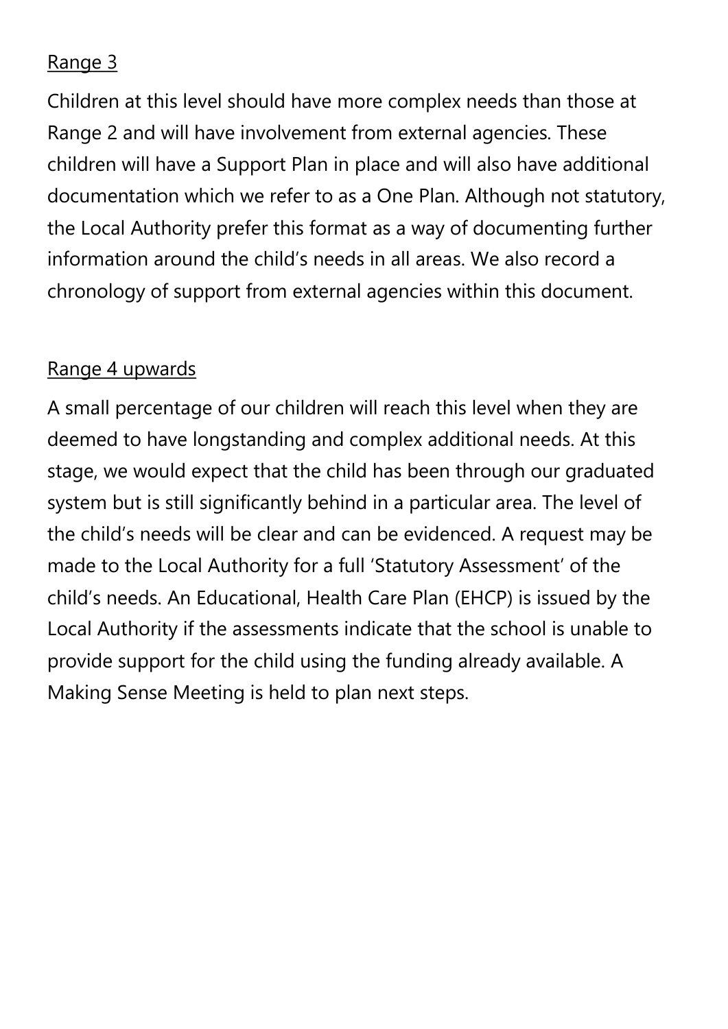## Range 3

Children at this level should have more complex needs than those at Range 2 and will have involvement from external agencies. These children will have a Support Plan in place and will also have additional documentation which we refer to as a One Plan. Although not statutory, the Local Authority prefer this format as a way of documenting further information around the child's needs in all areas. We also record a chronology of support from external agencies within this document.

## Range 4 upwards

A small percentage of our children will reach this level when they are deemed to have longstanding and complex additional needs. At this stage, we would expect that the child has been through our graduated system but is still significantly behind in a particular area. The level of the child's needs will be clear and can be evidenced. A request may be made to the Local Authority for a full 'Statutory Assessment' of the child's needs. An Educational, Health Care Plan (EHCP) is issued by the Local Authority if the assessments indicate that the school is unable to provide support for the child using the funding already available. A Making Sense Meeting is held to plan next steps.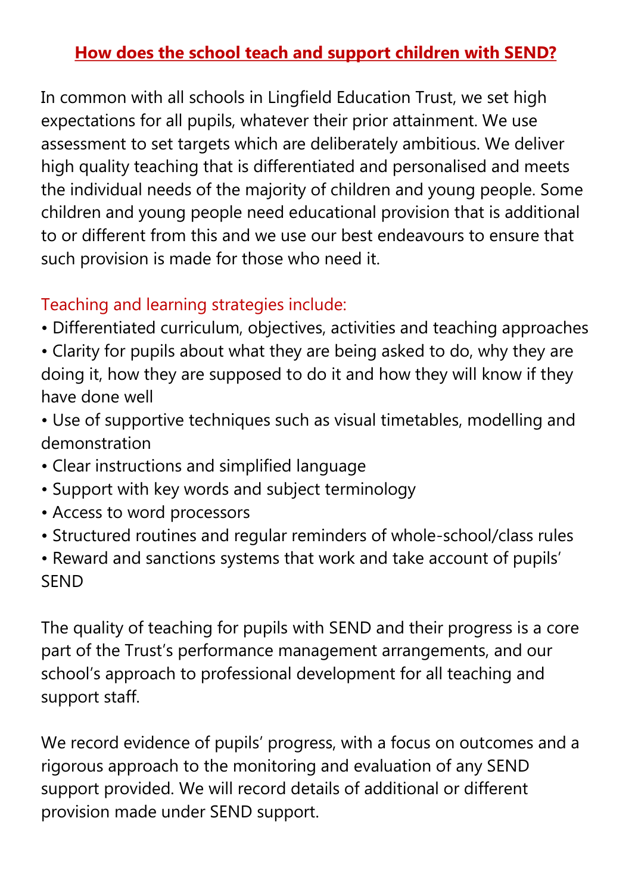## How does the school teach and support children with SEND?

In common with all schools in Lingfield Education Trust, we set high expectations for all pupils, whatever their prior attainment. We use assessment to set targets which are deliberately ambitious. We deliver high quality teaching that is differentiated and personalised and meets the individual needs of the majority of children and young people. Some children and young people need educational provision that is additional to or different from this and we use our best endeavours to ensure that such provision is made for those who need it.

### Teaching and learning strategies include:

- Differentiated curriculum, objectives, activities and teaching approaches
- Clarity for pupils about what they are being asked to do, why they are doing it, how they are supposed to do it and how they will know if they have done well
- Use of supportive techniques such as visual timetables, modelling and demonstration
- Clear instructions and simplified language
- Support with key words and subject terminology
- Access to word processors
- Structured routines and regular reminders of whole-school/class rules
- Reward and sanctions systems that work and take account of pupils' SEND

The quality of teaching for pupils with SEND and their progress is a core part of the Trust's performance management arrangements, and our school's approach to professional development for all teaching and support staff.

We record evidence of pupils' progress, with a focus on outcomes and a rigorous approach to the monitoring and evaluation of any SEND support provided. We will record details of additional or different provision made under SEND support.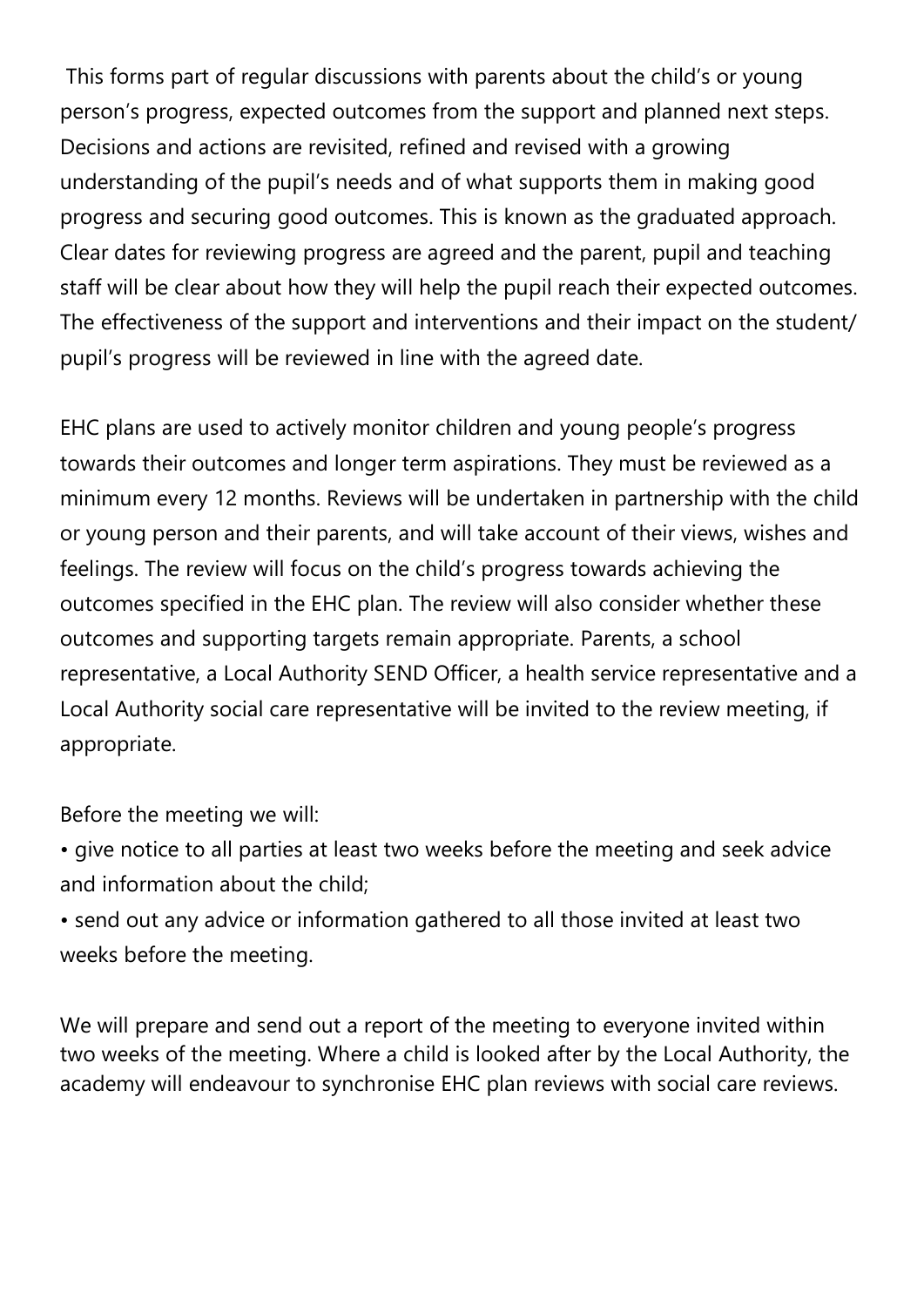This forms part of regular discussions with parents about the child's or young person's progress, expected outcomes from the support and planned next steps. Decisions and actions are revisited, refined and revised with a growing understanding of the pupil's needs and of what supports them in making good progress and securing good outcomes. This is known as the graduated approach. Clear dates for reviewing progress are agreed and the parent, pupil and teaching staff will be clear about how they will help the pupil reach their expected outcomes. The effectiveness of the support and interventions and their impact on the student/ pupil's progress will be reviewed in line with the agreed date.

EHC plans are used to actively monitor children and young people's progress towards their outcomes and longer term aspirations. They must be reviewed as a minimum every 12 months. Reviews will be undertaken in partnership with the child or young person and their parents, and will take account of their views, wishes and feelings. The review will focus on the child's progress towards achieving the outcomes specified in the EHC plan. The review will also consider whether these outcomes and supporting targets remain appropriate. Parents, a school representative, a Local Authority SEND Officer, a health service representative and a Local Authority social care representative will be invited to the review meeting, if appropriate.

Before the meeting we will:

- give notice to all parties at least two weeks before the meeting and seek advice and information about the child;
- send out any advice or information gathered to all those invited at least two weeks before the meeting.

We will prepare and send out a report of the meeting to everyone invited within two weeks of the meeting. Where a child is looked after by the Local Authority, the academy will endeavour to synchronise EHC plan reviews with social care reviews.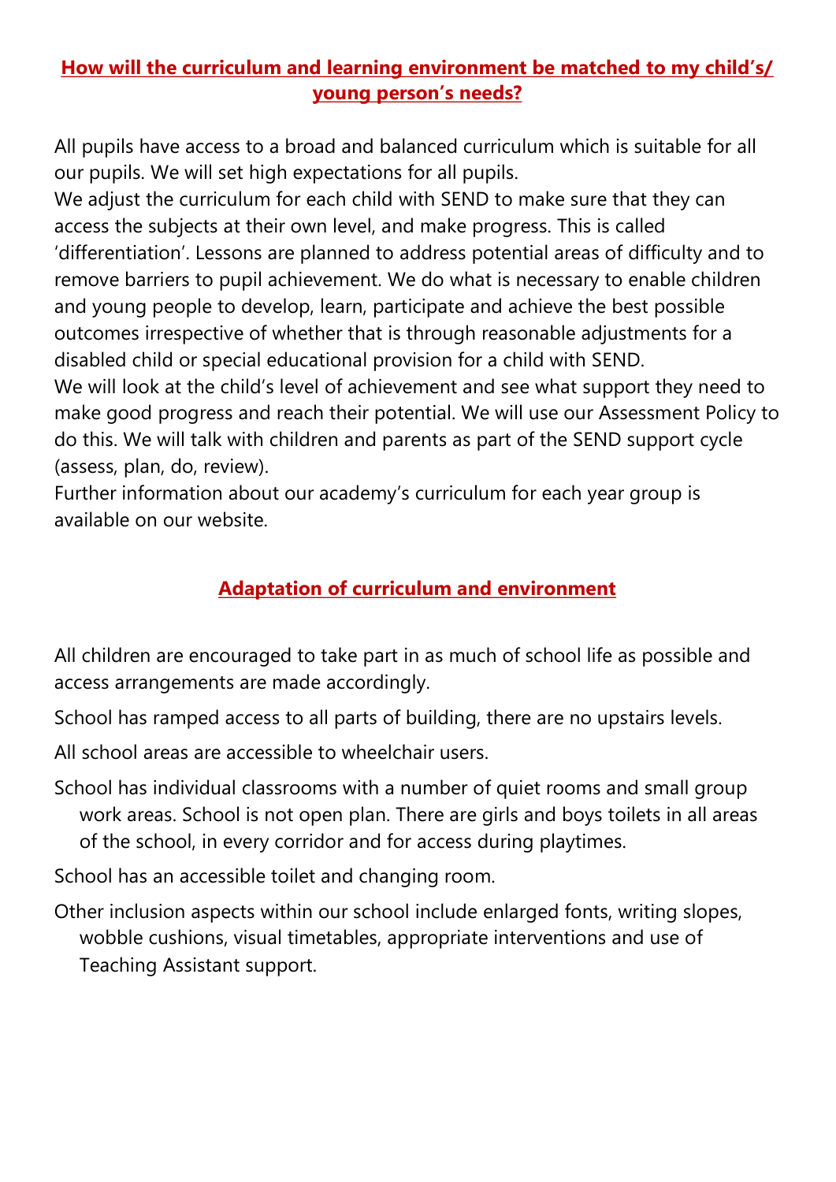## How will the curriculum and learning environment be matched to my child's/ young person's needs?

All pupils have access to a broad and balanced curriculum which is suitable for all our pupils. We will set high expectations for all pupils.
We adjust the curriculum for each child with SEND to make sure that they can access the subjects at their own level, and make progress. This is called 'differentiation'. Lessons are planned to address potential areas of difficulty and to remove barriers to pupil achievement. We do what is necessary to enable children and young people to develop, learn, participate and achieve the best possible outcomes irrespective of whether that is through reasonable adjustments for a disabled child or special educational provision for a child with SEND.
We will look at the child's level of achievement and see what support they need to make good progress and reach their potential. We will use our Assessment Policy to do this. We will talk with children and parents as part of the SEND support cycle (assess, plan, do, review).
Further information about our academy's curriculum for each year group is available on our website.

## Adaptation of curriculum and environment

All children are encouraged to take part in as much of school life as possible and access arrangements are made accordingly.

School has ramped access to all parts of building, there are no upstairs levels.

All school areas are accessible to wheelchair users.

School has individual classrooms with a number of quiet rooms and small group work areas. School is not open plan. There are girls and boys toilets in all areas of the school, in every corridor and for access during playtimes.

School has an accessible toilet and changing room.

Other inclusion aspects within our school include enlarged fonts, writing slopes, wobble cushions, visual timetables, appropriate interventions and use of Teaching Assistant support.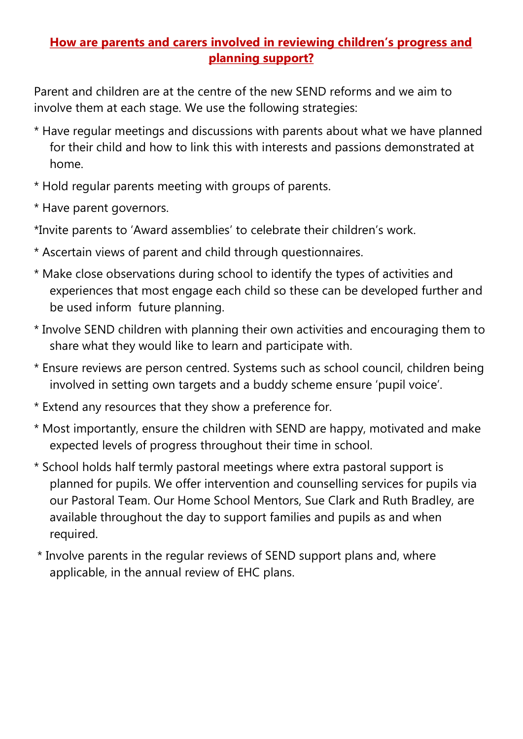## **How are parents and carers involved in reviewing children's progress and planning support?**

Parent and children are at the centre of the new SEND reforms and we aim to involve them at each stage. We use the following strategies:

* Have regular meetings and discussions with parents about what we have planned for their child and how to link this with interests and passions demonstrated at home.
* Hold regular parents meeting with groups of parents.
* Have parent governors.
* Invite parents to 'Award assemblies' to celebrate their children's work.
* Ascertain views of parent and child through questionnaires.
* Make close observations during school to identify the types of activities and experiences that most engage each child so these can be developed further and be used inform future planning.
* Involve SEND children with planning their own activities and encouraging them to share what they would like to learn and participate with.
* Ensure reviews are person centred. Systems such as school council, children being involved in setting own targets and a buddy scheme ensure 'pupil voice'.
* Extend any resources that they show a preference for.
* Most importantly, ensure the children with SEND are happy, motivated and make expected levels of progress throughout their time in school.
* School holds half termly pastoral meetings where extra pastoral support is planned for pupils. We offer intervention and counselling services for pupils via our Pastoral Team. Our Home School Mentors, Sue Clark and Ruth Bradley, are available throughout the day to support families and pupils as and when required.
* Involve parents in the regular reviews of SEND support plans and, where applicable, in the annual review of EHC plans.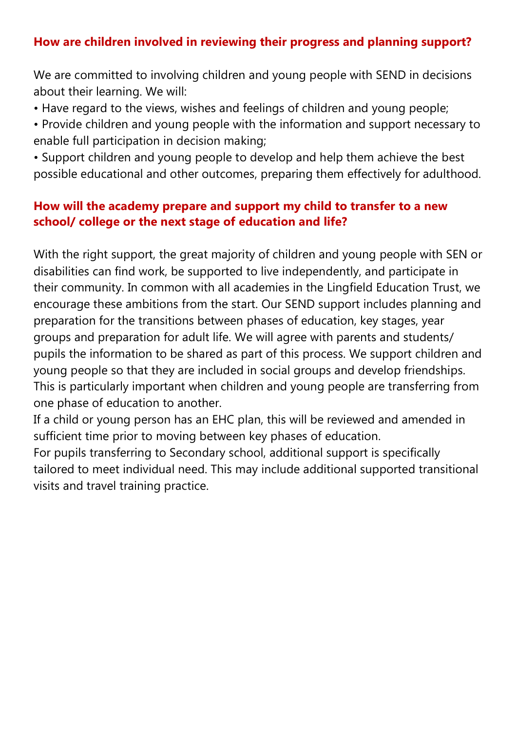### How are children involved in reviewing their progress and planning support?

We are committed to involving children and young people with SEND in decisions about their learning. We will:

- Have regard to the views, wishes and feelings of children and young people;
- Provide children and young people with the information and support necessary to enable full participation in decision making;
- Support children and young people to develop and help them achieve the best possible educational and other outcomes, preparing them effectively for adulthood.

### How will the academy prepare and support my child to transfer to a new school/ college or the next stage of education and life?

With the right support, the great majority of children and young people with SEN or disabilities can find work, be supported to live independently, and participate in their community. In common with all academies in the Lingfield Education Trust, we encourage these ambitions from the start. Our SEND support includes planning and preparation for the transitions between phases of education, key stages, year groups and preparation for adult life. We will agree with parents and students/ pupils the information to be shared as part of this process. We support children and young people so that they are included in social groups and develop friendships. This is particularly important when children and young people are transferring from one phase of education to another.

If a child or young person has an EHC plan, this will be reviewed and amended in sufficient time prior to moving between key phases of education.

For pupils transferring to Secondary school, additional support is specifically tailored to meet individual need. This may include additional supported transitional visits and travel training practice.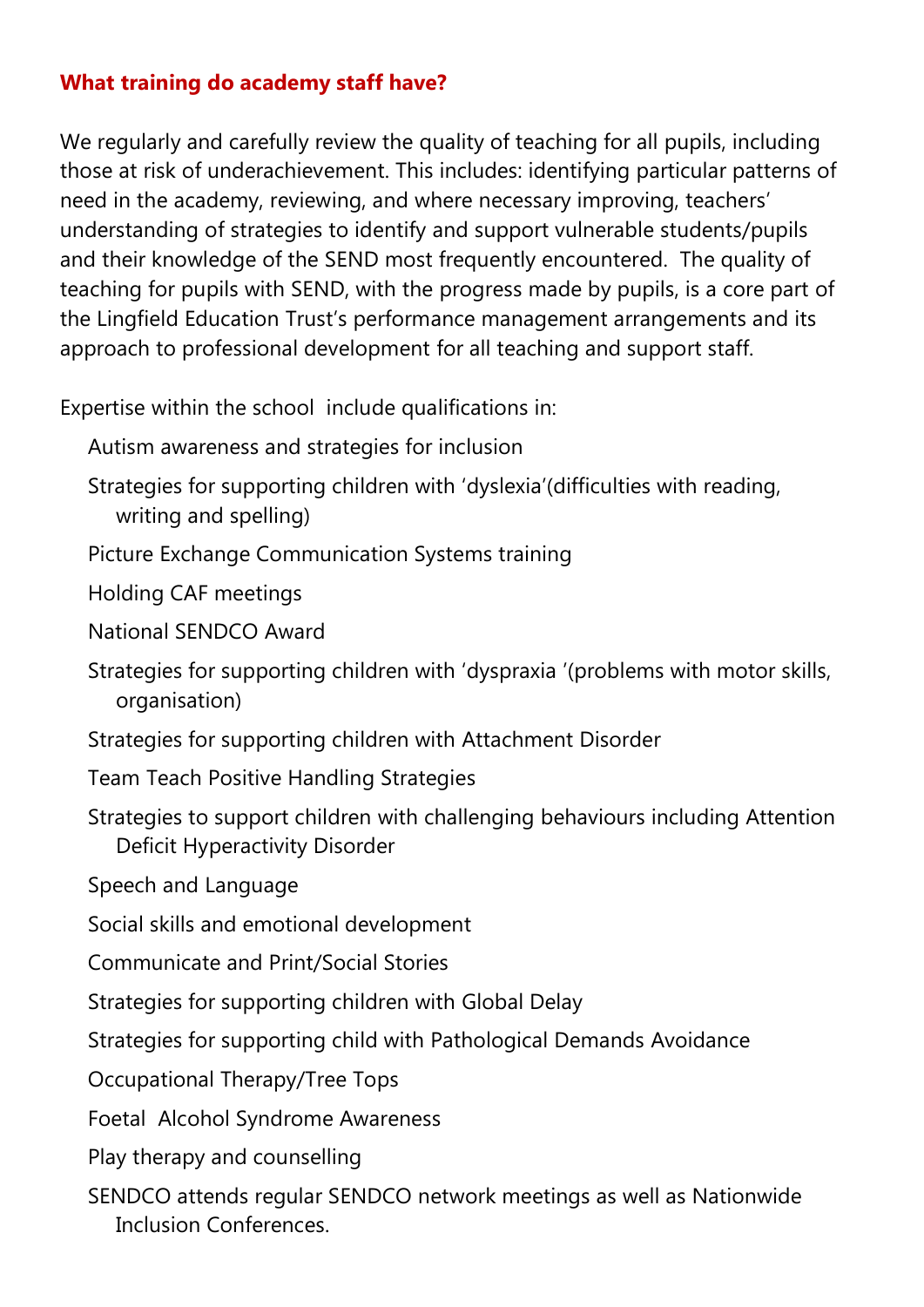### What training do academy staff have?

We regularly and carefully review the quality of teaching for all pupils, including those at risk of underachievement. This includes: identifying particular patterns of need in the academy, reviewing, and where necessary improving, teachers' understanding of strategies to identify and support vulnerable students/pupils and their knowledge of the SEND most frequently encountered. The quality of teaching for pupils with SEND, with the progress made by pupils, is a core part of the Lingfield Education Trust's performance management arrangements and its approach to professional development for all teaching and support staff.

Expertise within the school include qualifications in:

- Autism awareness and strategies for inclusion
- Strategies for supporting children with 'dyslexia'(difficulties with reading, writing and spelling)
- Picture Exchange Communication Systems training
- Holding CAF meetings
- National SENDCO Award
- Strategies for supporting children with 'dyspraxia '(problems with motor skills, organisation)
- Strategies for supporting children with Attachment Disorder
- Team Teach Positive Handling Strategies
- Strategies to support children with challenging behaviours including Attention Deficit Hyperactivity Disorder
- Speech and Language
- Social skills and emotional development
- Communicate and Print/Social Stories
- Strategies for supporting children with Global Delay
- Strategies for supporting child with Pathological Demands Avoidance
- Occupational Therapy/Tree Tops
- Foetal Alcohol Syndrome Awareness
- Play therapy and counselling
- SENDCO attends regular SENDCO network meetings as well as Nationwide Inclusion Conferences.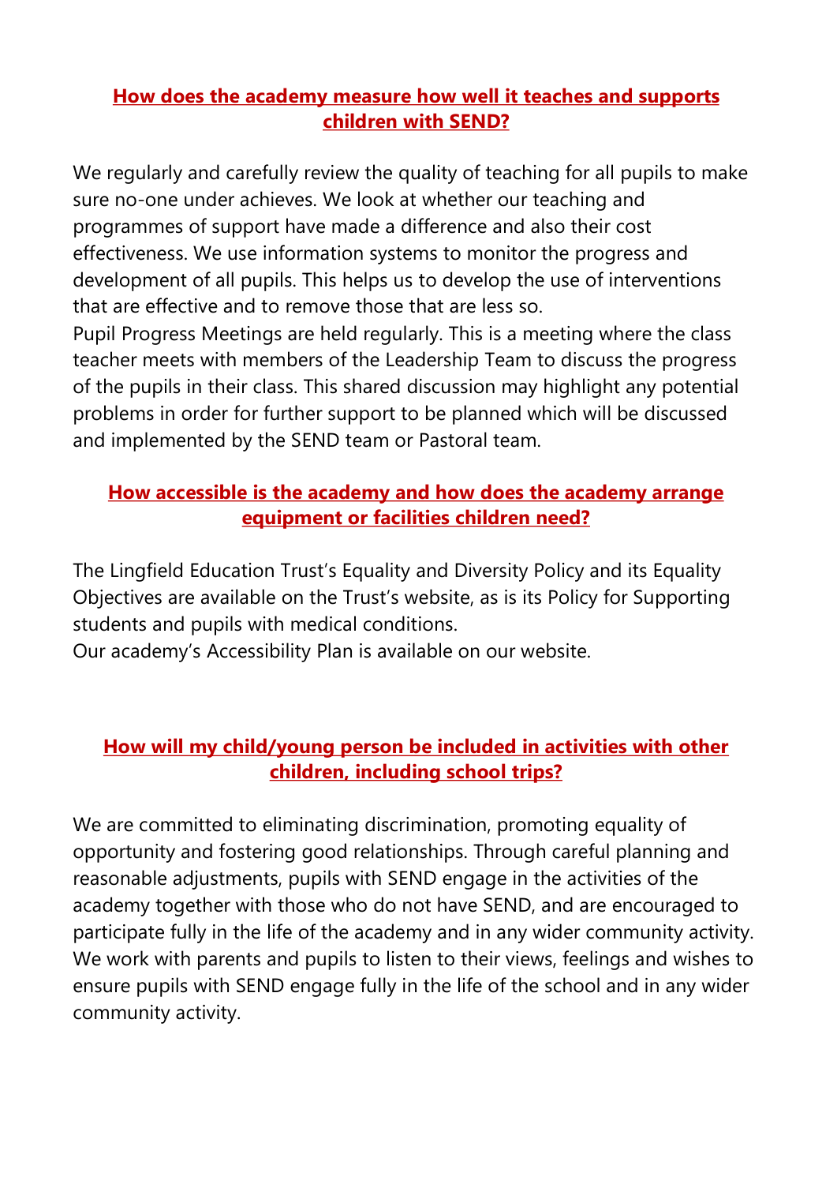## How does the academy measure how well it teaches and supports children with SEND?

We regularly and carefully review the quality of teaching for all pupils to make sure no-one under achieves. We look at whether our teaching and programmes of support have made a difference and also their cost effectiveness. We use information systems to monitor the progress and development of all pupils. This helps us to develop the use of interventions that are effective and to remove those that are less so.

Pupil Progress Meetings are held regularly. This is a meeting where the class teacher meets with members of the Leadership Team to discuss the progress of the pupils in their class. This shared discussion may highlight any potential problems in order for further support to be planned which will be discussed and implemented by the SEND team or Pastoral team.

## How accessible is the academy and how does the academy arrange equipment or facilities children need?

The Lingfield Education Trust's Equality and Diversity Policy and its Equality Objectives are available on the Trust's website, as is its Policy for Supporting students and pupils with medical conditions.

Our academy's Accessibility Plan is available on our website.

## How will my child/young person be included in activities with other children, including school trips?

We are committed to eliminating discrimination, promoting equality of opportunity and fostering good relationships. Through careful planning and reasonable adjustments, pupils with SEND engage in the activities of the academy together with those who do not have SEND, and are encouraged to participate fully in the life of the academy and in any wider community activity. We work with parents and pupils to listen to their views, feelings and wishes to ensure pupils with SEND engage fully in the life of the school and in any wider community activity.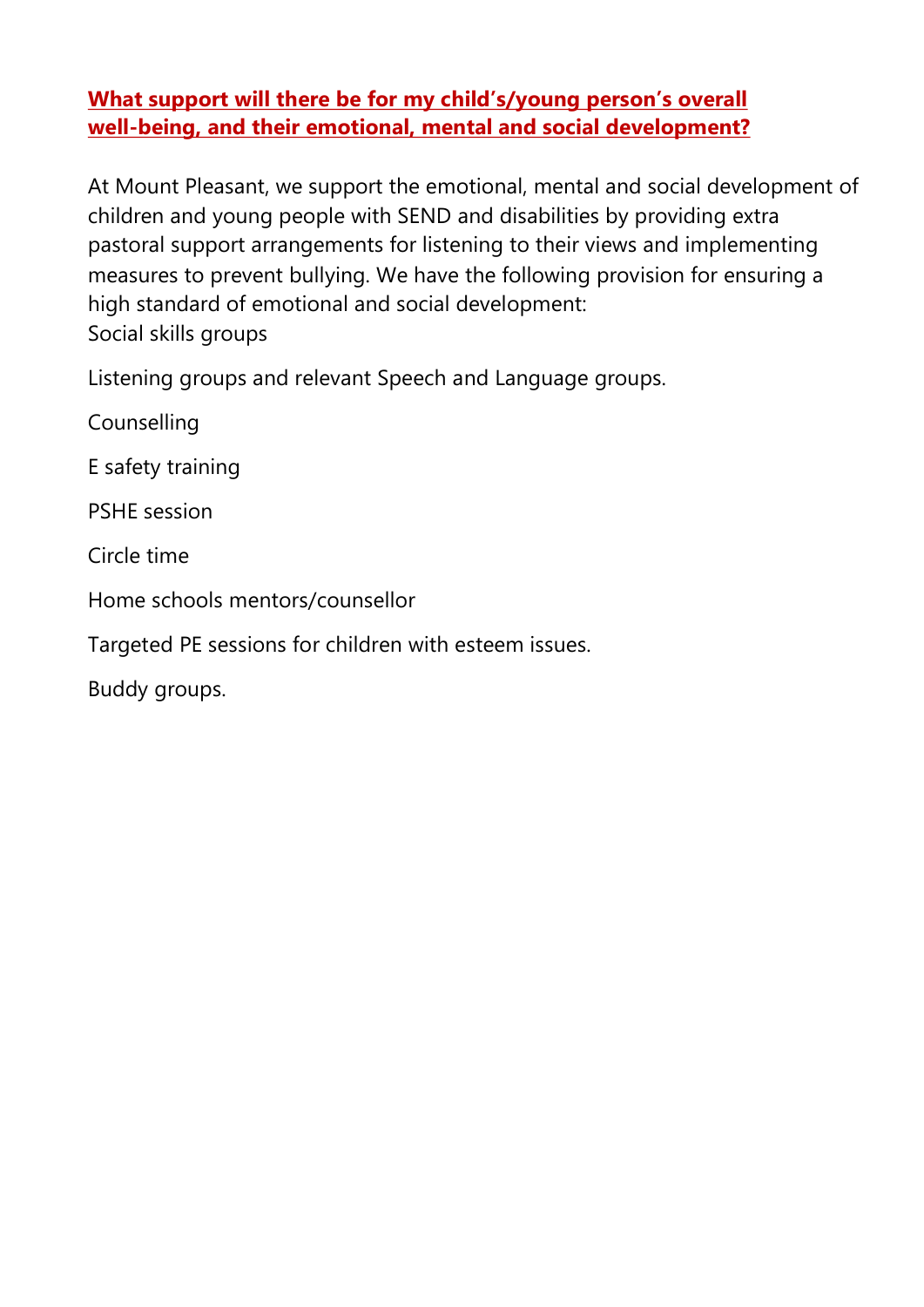## What support will there be for my child's/young person's overall well-being, and their emotional, mental and social development?

At Mount Pleasant, we support the emotional, mental and social development of children and young people with SEND and disabilities by providing extra pastoral support arrangements for listening to their views and implementing measures to prevent bullying. We have the following provision for ensuring a high standard of emotional and social development:

Social skills groups

Listening groups and relevant Speech and Language groups.

Counselling

E safety training

PSHE session

Circle time

Home schools mentors/counsellor

Targeted PE sessions for children with esteem issues.

Buddy groups.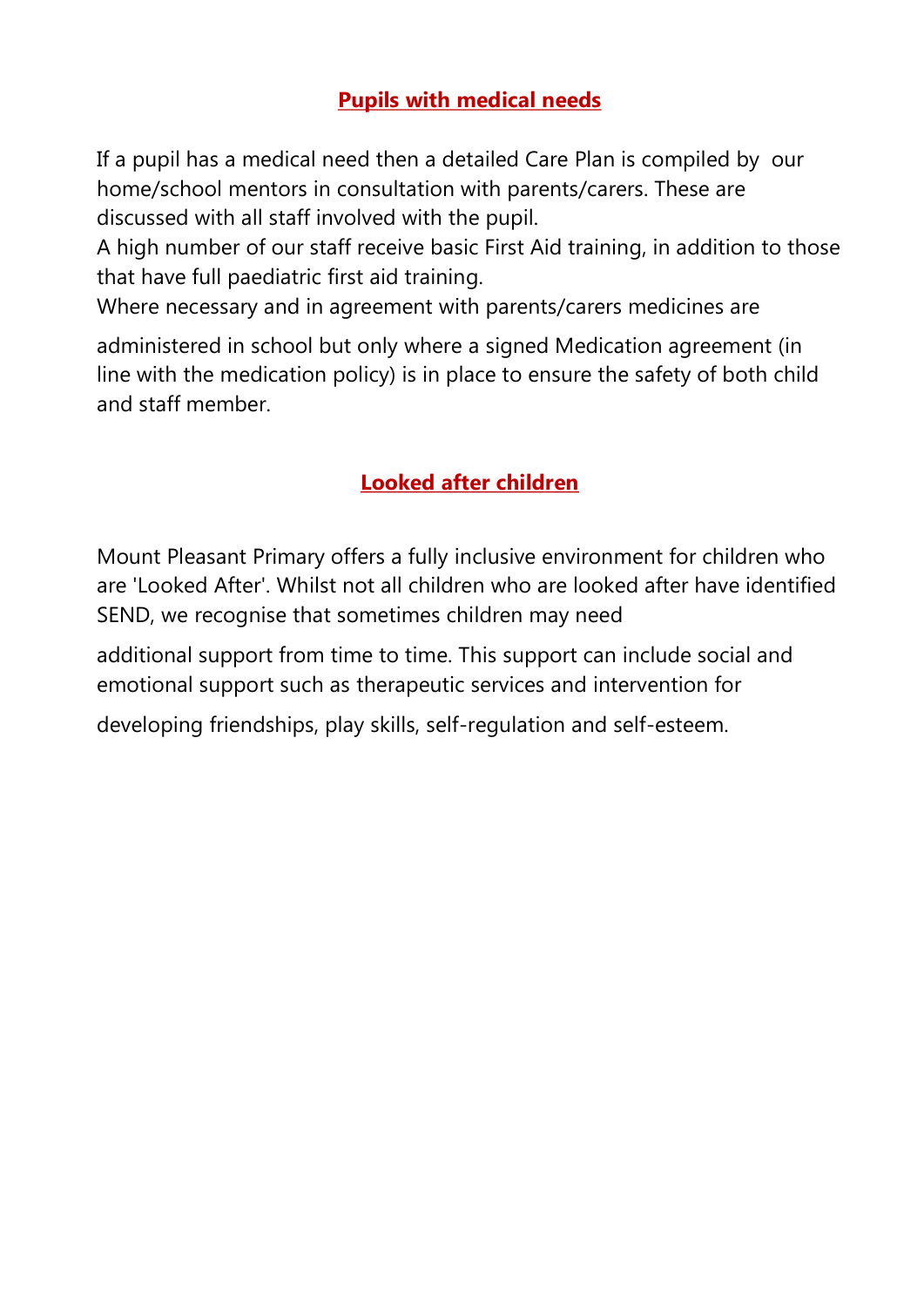## Pupils with medical needs

If a pupil has a medical need then a detailed Care Plan is compiled by our home/school mentors in consultation with parents/carers. These are discussed with all staff involved with the pupil.

A high number of our staff receive basic First Aid training, in addition to those that have full paediatric first aid training.

Where necessary and in agreement with parents/carers medicines are administered in school but only where a signed Medication agreement (in line with the medication policy) is in place to ensure the safety of both child and staff member.

## Looked after children

Mount Pleasant Primary offers a fully inclusive environment for children who are 'Looked After'. Whilst not all children who are looked after have identified SEND, we recognise that sometimes children may need additional support from time to time. This support can include social and emotional support such as therapeutic services and intervention for developing friendships, play skills, self-regulation and self-esteem.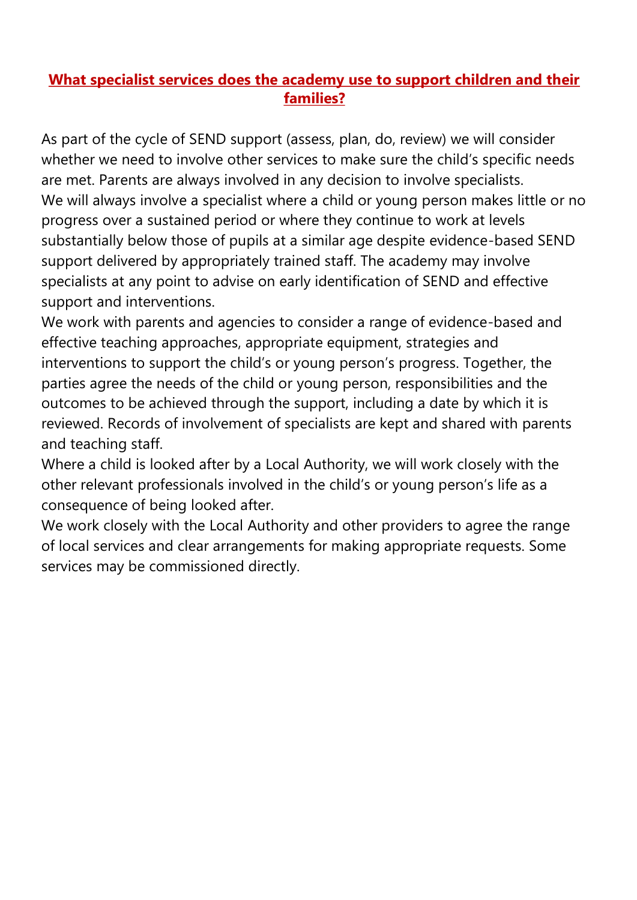## What specialist services does the academy use to support children and their families?

As part of the cycle of SEND support (assess, plan, do, review) we will consider whether we need to involve other services to make sure the child's specific needs are met. Parents are always involved in any decision to involve specialists.

We will always involve a specialist where a child or young person makes little or no progress over a sustained period or where they continue to work at levels substantially below those of pupils at a similar age despite evidence-based SEND support delivered by appropriately trained staff. The academy may involve specialists at any point to advise on early identification of SEND and effective support and interventions.

We work with parents and agencies to consider a range of evidence-based and effective teaching approaches, appropriate equipment, strategies and interventions to support the child's or young person's progress. Together, the parties agree the needs of the child or young person, responsibilities and the outcomes to be achieved through the support, including a date by which it is reviewed. Records of involvement of specialists are kept and shared with parents and teaching staff.

Where a child is looked after by a Local Authority, we will work closely with the other relevant professionals involved in the child's or young person's life as a consequence of being looked after.

We work closely with the Local Authority and other providers to agree the range of local services and clear arrangements for making appropriate requests. Some services may be commissioned directly.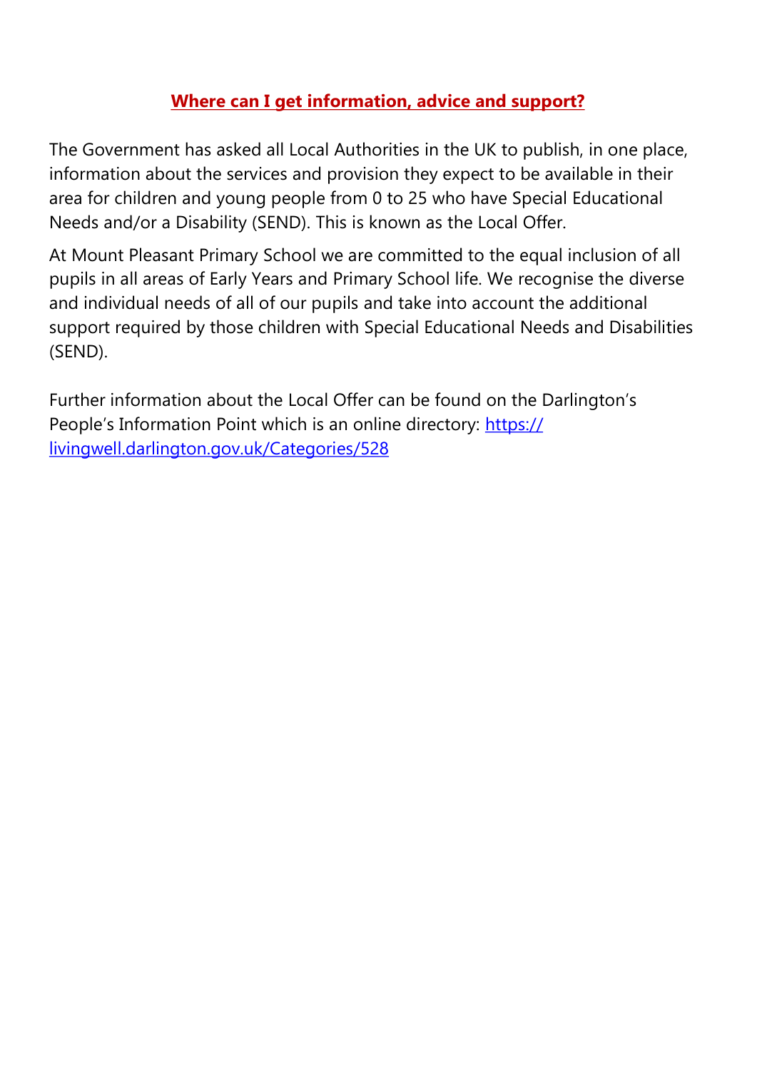## Where can I get information, advice and support?

The Government has asked all Local Authorities in the UK to publish, in one place, information about the services and provision they expect to be available in their area for children and young people from 0 to 25 who have Special Educational Needs and/or a Disability (SEND). This is known as the Local Offer.

At Mount Pleasant Primary School we are committed to the equal inclusion of all pupils in all areas of Early Years and Primary School life. We recognise the diverse and individual needs of all of our pupils and take into account the additional support required by those children with Special Educational Needs and Disabilities (SEND).

Further information about the Local Offer can be found on the Darlington's People's Information Point which is an online directory: [https://livingwell.darlington.gov.uk/Categories/528](https://livingwell.darlington.gov.uk/Categories/528)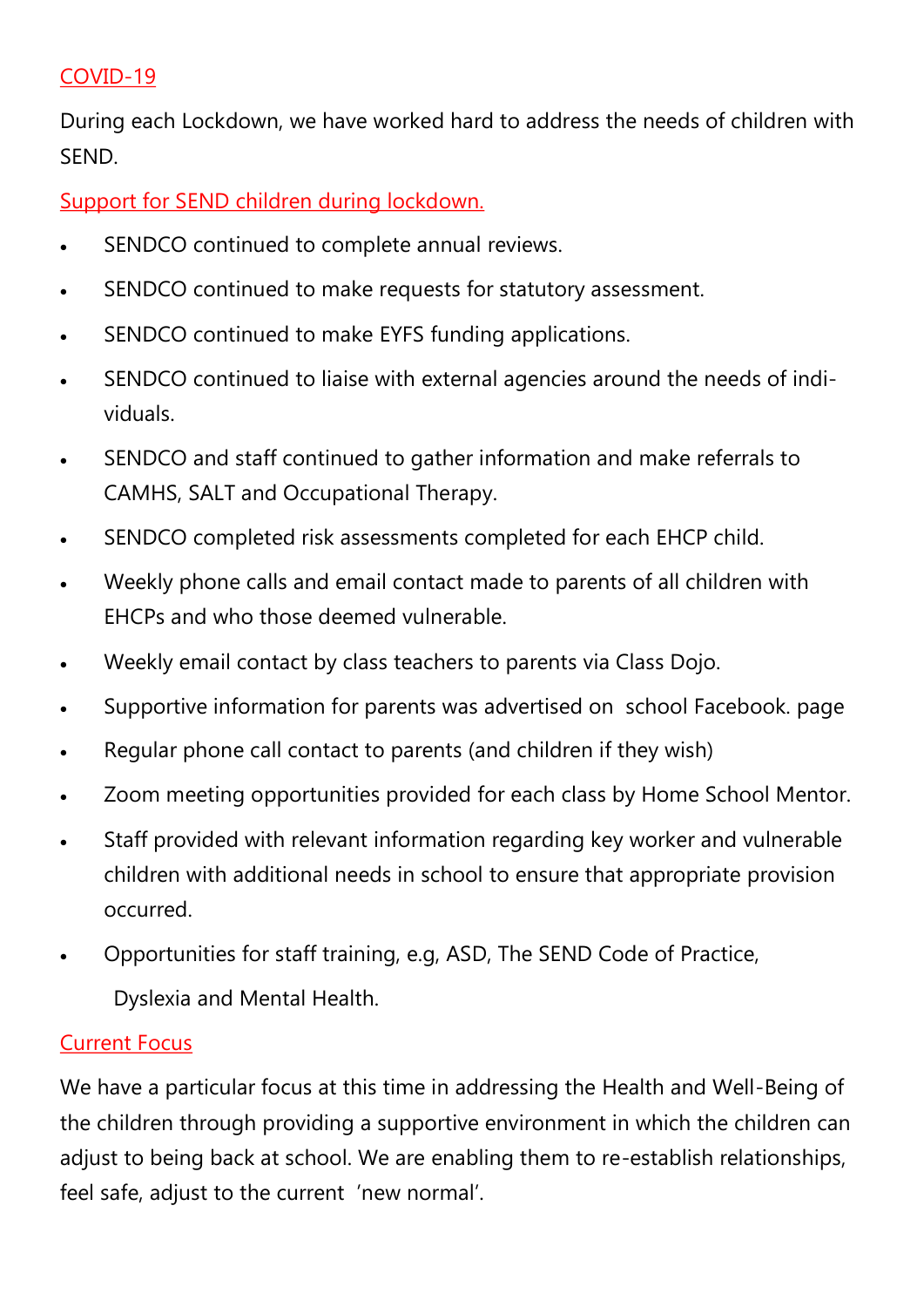## COVID-19

During each Lockdown, we have worked hard to address the needs of children with SEND.

## Support for SEND children during lockdown.

- SENDCO continued to complete annual reviews.
- SENDCO continued to make requests for statutory assessment.
- SENDCO continued to make EYFS funding applications.
- SENDCO continued to liaise with external agencies around the needs of individuals.
- SENDCO and staff continued to gather information and make referrals to CAMHS, SALT and Occupational Therapy.
- SENDCO completed risk assessments completed for each EHCP child.
- Weekly phone calls and email contact made to parents of all children with EHCPs and who those deemed vulnerable.
- Weekly email contact by class teachers to parents via Class Dojo.
- Supportive information for parents was advertised on school Facebook. page
- Regular phone call contact to parents (and children if they wish)
- Zoom meeting opportunities provided for each class by Home School Mentor.
- Staff provided with relevant information regarding key worker and vulnerable children with additional needs in school to ensure that appropriate provision occurred.
- Opportunities for staff training, e.g, ASD, The SEND Code of Practice, Dyslexia and Mental Health.

## Current Focus

We have a particular focus at this time in addressing the Health and Well-Being of the children through providing a supportive environment in which the children can adjust to being back at school. We are enabling them to re-establish relationships, feel safe, adjust to the current 'new normal'.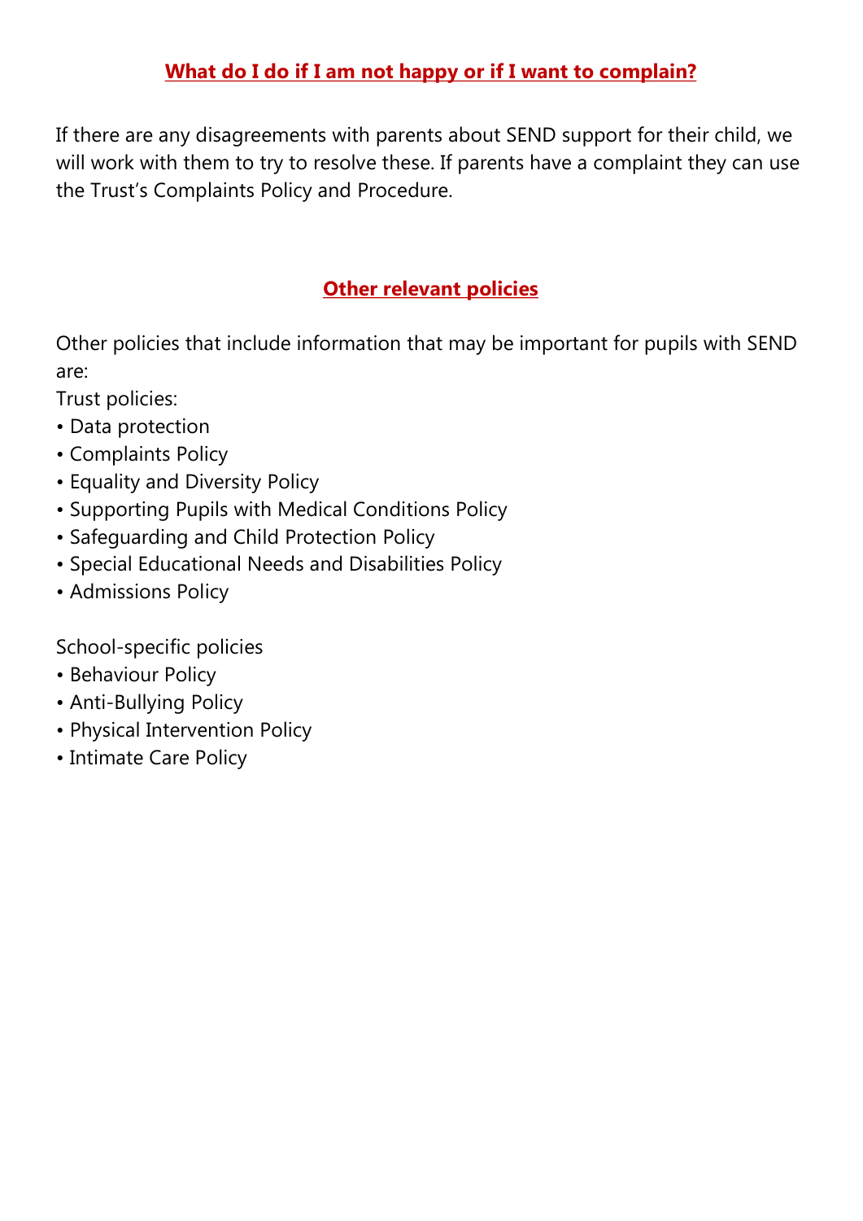## What do I do if I am not happy or if I want to complain?

If there are any disagreements with parents about SEND support for their child, we will work with them to try to resolve these. If parents have a complaint they can use the Trust's Complaints Policy and Procedure.

## Other relevant policies

Other policies that include information that may be important for pupils with SEND are:

Trust policies:

- Data protection
- Complaints Policy
- Equality and Diversity Policy
- Supporting Pupils with Medical Conditions Policy
- Safeguarding and Child Protection Policy
- Special Educational Needs and Disabilities Policy
- Admissions Policy

School-specific policies

- Behaviour Policy
- Anti-Bullying Policy
- Physical Intervention Policy
- Intimate Care Policy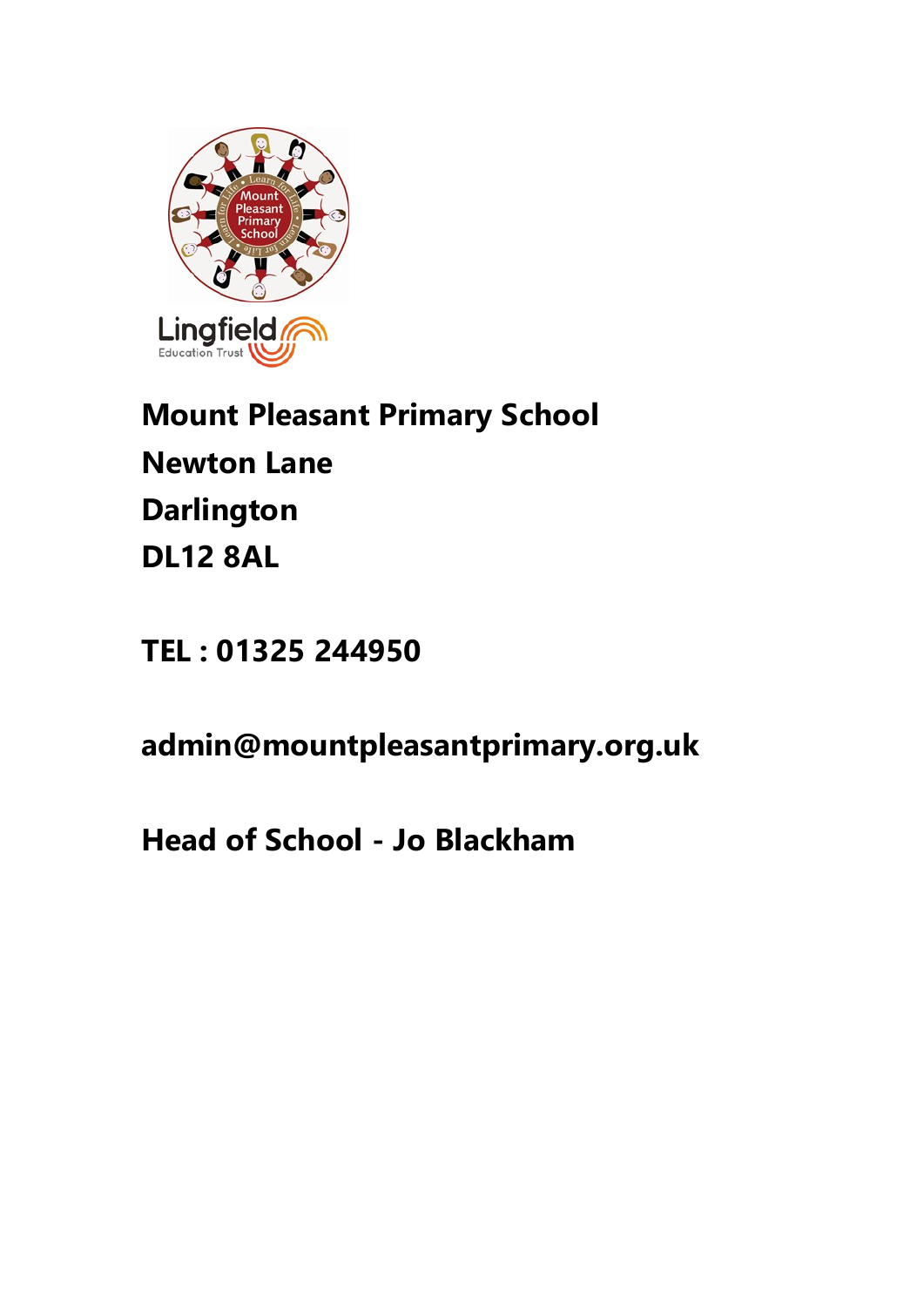**Mount Pleasant Primary School**

**Newton Lane**

**Darlington**

**DL12 8AL**

**TEL : 01325 244950**

**admin@mountpleasantprimary.org.uk**

**Head of School - Jo Blackham**